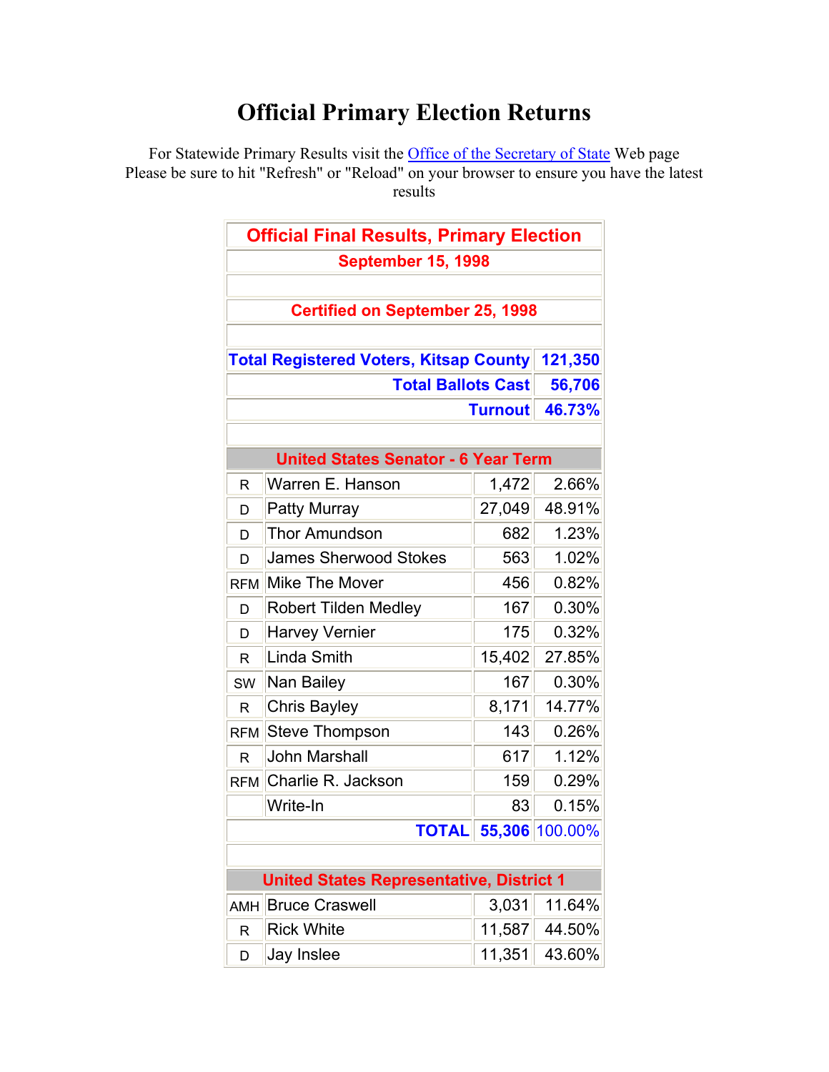# Official Primary Election Returns

For Statewide Primary Results visit the Office of the Secretary of State Web page
Please be sure to hit "Refresh" or "Reload" on your browser to ensure you have the latest results

## Official Final Results, Primary Election

**September 15, 1998**

**Certified on September 25, 1998**

| | |
|---|---|
| **Total Registered Voters, Kitsap County** | **121,350** |
| **Total Ballots Cast** | **56,706** |
| **Turnout** | **46.73%** |

### United States Senator - 6 Year Term

| Party | Candidate | Votes | Percent |
|---|---|---|---|
| R | Warren E. Hanson | 1,472 | 2.66% |
| D | Patty Murray | 27,049 | 48.91% |
| D | Thor Amundson | 682 | 1.23% |
| D | James Sherwood Stokes | 563 | 1.02% |
| RFM | Mike The Mover | 456 | 0.82% |
| D | Robert Tilden Medley | 167 | 0.30% |
| D | Harvey Vernier | 175 | 0.32% |
| R | Linda Smith | 15,402 | 27.85% |
| SW | Nan Bailey | 167 | 0.30% |
| R | Chris Bayley | 8,171 | 14.77% |
| RFM | Steve Thompson | 143 | 0.26% |
| R | John Marshall | 617 | 1.12% |
| RFM | Charlie R. Jackson | 159 | 0.29% |
| | Write-In | 83 | 0.15% |
| | **TOTAL** | **55,306** | 100.00% |

### United States Representative, District 1

| Party | Candidate | Votes | Percent |
|---|---|---|---|
| AMH | Bruce Craswell | 3,031 | 11.64% |
| R | Rick White | 11,587 | 44.50% |
| D | Jay Inslee | 11,351 | 43.60% |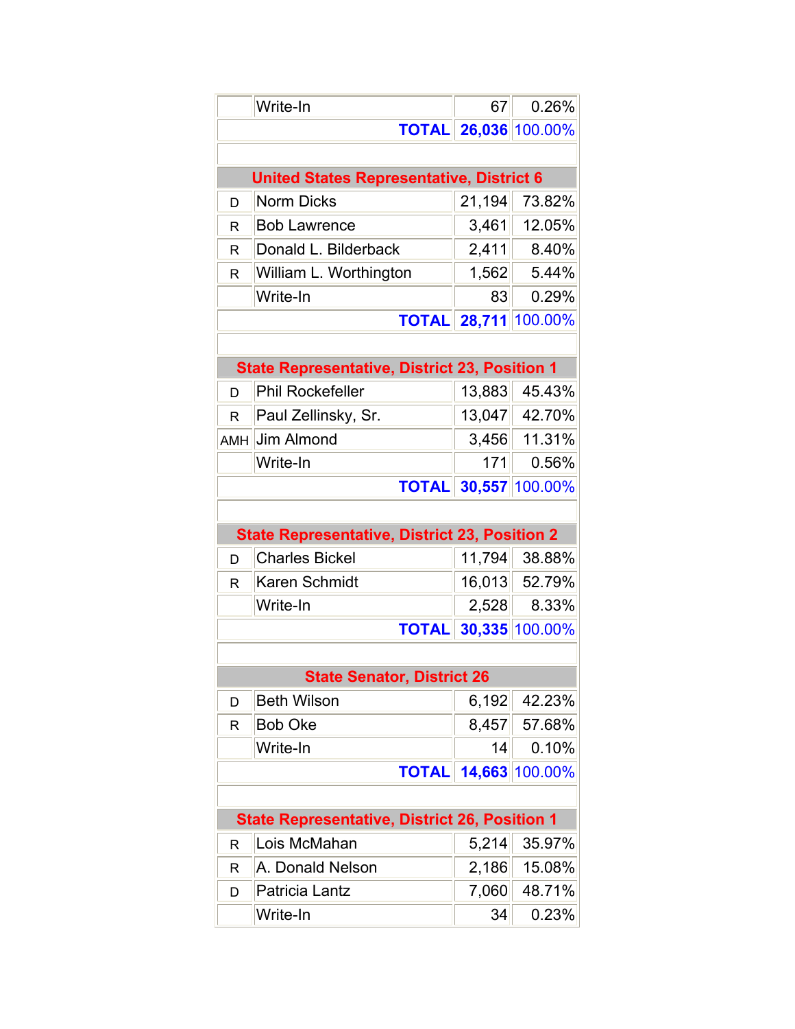| | | | |
|---|---|---|---|
| | Write-In | 67 | 0.26% |
| | **TOTAL** | **26,036** | 100.00% |

**United States Representative, District 6**

| | | | |
|---|---|---|---|
| D | Norm Dicks | 21,194 | 73.82% |
| R | Bob Lawrence | 3,461 | 12.05% |
| R | Donald L. Bilderback | 2,411 | 8.40% |
| R | William L. Worthington | 1,562 | 5.44% |
| | Write-In | 83 | 0.29% |
| | **TOTAL** | **28,711** | 100.00% |

**State Representative, District 23, Position 1**

| | | | |
|---|---|---|---|
| D | Phil Rockefeller | 13,883 | 45.43% |
| R | Paul Zellinsky, Sr. | 13,047 | 42.70% |
| AMH | Jim Almond | 3,456 | 11.31% |
| | Write-In | 171 | 0.56% |
| | **TOTAL** | **30,557** | 100.00% |

**State Representative, District 23, Position 2**

| | | | |
|---|---|---|---|
| D | Charles Bickel | 11,794 | 38.88% |
| R | Karen Schmidt | 16,013 | 52.79% |
| | Write-In | 2,528 | 8.33% |
| | **TOTAL** | **30,335** | 100.00% |

**State Senator, District 26**

| | | | |
|---|---|---|---|
| D | Beth Wilson | 6,192 | 42.23% |
| R | Bob Oke | 8,457 | 57.68% |
| | Write-In | 14 | 0.10% |
| | **TOTAL** | **14,663** | 100.00% |

**State Representative, District 26, Position 1**

| | | | |
|---|---|---|---|
| R | Lois McMahan | 5,214 | 35.97% |
| R | A. Donald Nelson | 2,186 | 15.08% |
| D | Patricia Lantz | 7,060 | 48.71% |
| | Write-In | 34 | 0.23% |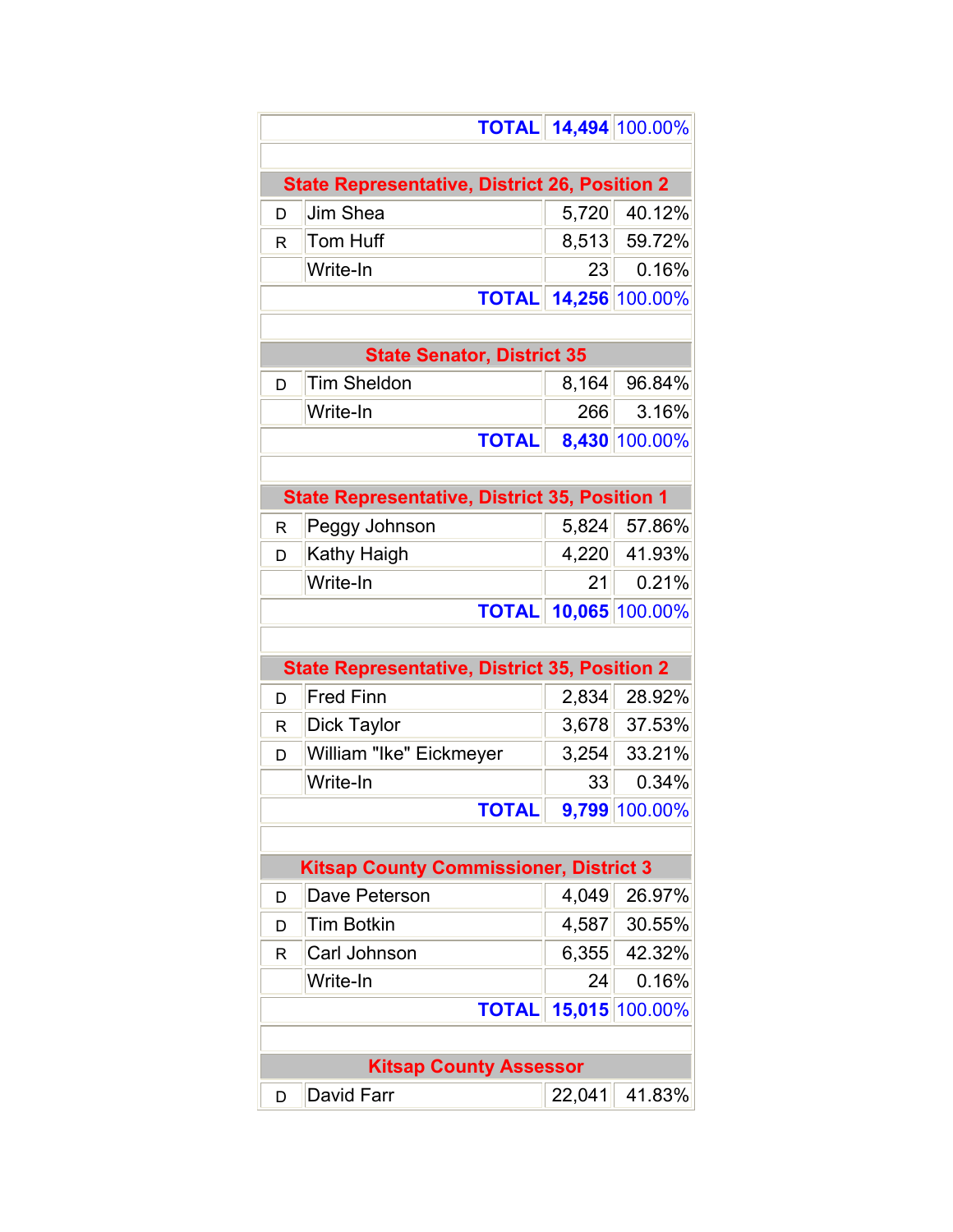| | | | |
|---|---|---|---|
| | TOTAL | 14,494 | 100.00% |

**State Representative, District 26, Position 2**

| Party | Candidate | Votes | Percent |
|---|---|---|---|
| D | Jim Shea | 5,720 | 40.12% |
| R | Tom Huff | 8,513 | 59.72% |
| | Write-In | 23 | 0.16% |
| | TOTAL | 14,256 | 100.00% |

**State Senator, District 35**

| Party | Candidate | Votes | Percent |
|---|---|---|---|
| D | Tim Sheldon | 8,164 | 96.84% |
| | Write-In | 266 | 3.16% |
| | TOTAL | 8,430 | 100.00% |

**State Representative, District 35, Position 1**

| Party | Candidate | Votes | Percent |
|---|---|---|---|
| R | Peggy Johnson | 5,824 | 57.86% |
| D | Kathy Haigh | 4,220 | 41.93% |
| | Write-In | 21 | 0.21% |
| | TOTAL | 10,065 | 100.00% |

**State Representative, District 35, Position 2**

| Party | Candidate | Votes | Percent |
|---|---|---|---|
| D | Fred Finn | 2,834 | 28.92% |
| R | Dick Taylor | 3,678 | 37.53% |
| D | William "Ike" Eickmeyer | 3,254 | 33.21% |
| | Write-In | 33 | 0.34% |
| | TOTAL | 9,799 | 100.00% |

**Kitsap County Commissioner, District 3**

| Party | Candidate | Votes | Percent |
|---|---|---|---|
| D | Dave Peterson | 4,049 | 26.97% |
| D | Tim Botkin | 4,587 | 30.55% |
| R | Carl Johnson | 6,355 | 42.32% |
| | Write-In | 24 | 0.16% |
| | TOTAL | 15,015 | 100.00% |

**Kitsap County Assessor**

| Party | Candidate | Votes | Percent |
|---|---|---|---|
| D | David Farr | 22,041 | 41.83% |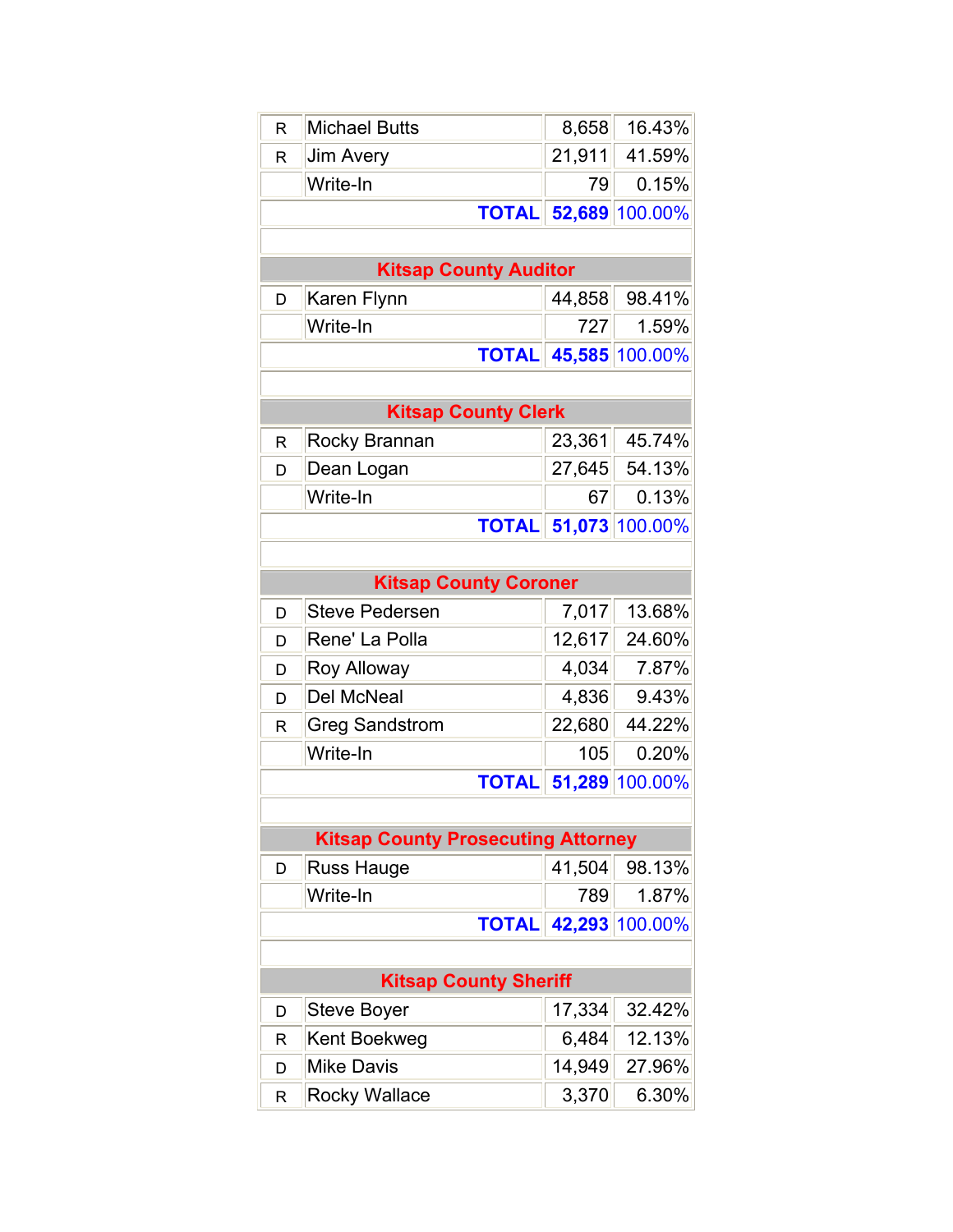| | | | |
|---|---|---|---|
| R | Michael Butts | 8,658 | 16.43% |
| R | Jim Avery | 21,911 | 41.59% |
| | Write-In | 79 | 0.15% |
| | **TOTAL** | **52,689** | 100.00% |

**Kitsap County Auditor**

| | | | |
|---|---|---|---|
| D | Karen Flynn | 44,858 | 98.41% |
| | Write-In | 727 | 1.59% |
| | **TOTAL** | **45,585** | 100.00% |

**Kitsap County Clerk**

| | | | |
|---|---|---|---|
| R | Rocky Brannan | 23,361 | 45.74% |
| D | Dean Logan | 27,645 | 54.13% |
| | Write-In | 67 | 0.13% |
| | **TOTAL** | **51,073** | 100.00% |

**Kitsap County Coroner**

| | | | |
|---|---|---|---|
| D | Steve Pedersen | 7,017 | 13.68% |
| D | Rene' La Polla | 12,617 | 24.60% |
| D | Roy Alloway | 4,034 | 7.87% |
| D | Del McNeal | 4,836 | 9.43% |
| R | Greg Sandstrom | 22,680 | 44.22% |
| | Write-In | 105 | 0.20% |
| | **TOTAL** | **51,289** | 100.00% |

**Kitsap County Prosecuting Attorney**

| | | | |
|---|---|---|---|
| D | Russ Hauge | 41,504 | 98.13% |
| | Write-In | 789 | 1.87% |
| | **TOTAL** | **42,293** | 100.00% |

**Kitsap County Sheriff**

| | | | |
|---|---|---|---|
| D | Steve Boyer | 17,334 | 32.42% |
| R | Kent Boekweg | 6,484 | 12.13% |
| D | Mike Davis | 14,949 | 27.96% |
| R | Rocky Wallace | 3,370 | 6.30% |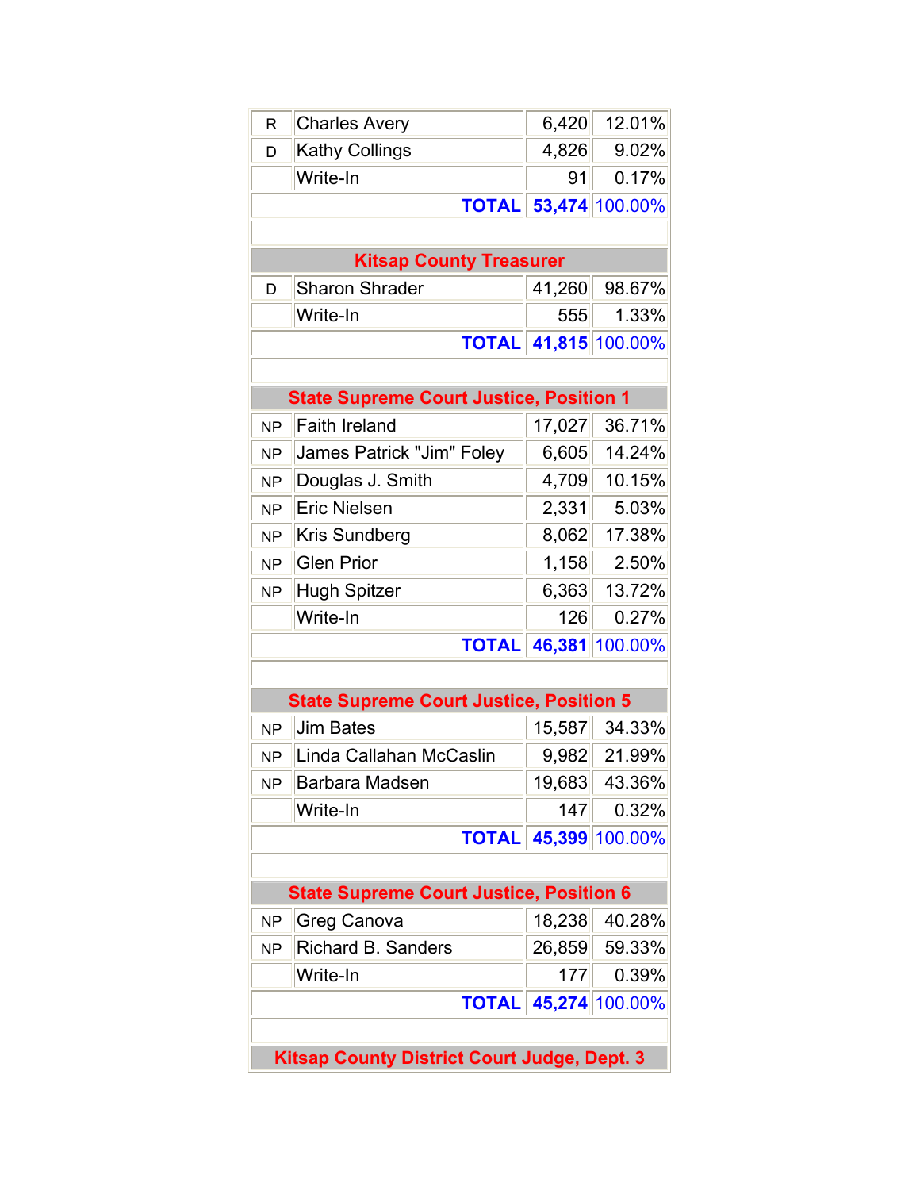| | | | |
|---|---|---|---|
| R | Charles Avery | 6,420 | 12.01% |
| D | Kathy Collings | 4,826 | 9.02% |
| | Write-In | 91 | 0.17% |
| | **TOTAL** | **53,474** | 100.00% |

## Kitsap County Treasurer

| | | | |
|---|---|---|---|
| D | Sharon Shrader | 41,260 | 98.67% |
| | Write-In | 555 | 1.33% |
| | **TOTAL** | **41,815** | 100.00% |

## State Supreme Court Justice, Position 1

| | | | |
|---|---|---|---|
| NP | Faith Ireland | 17,027 | 36.71% |
| NP | James Patrick "Jim" Foley | 6,605 | 14.24% |
| NP | Douglas J. Smith | 4,709 | 10.15% |
| NP | Eric Nielsen | 2,331 | 5.03% |
| NP | Kris Sundberg | 8,062 | 17.38% |
| NP | Glen Prior | 1,158 | 2.50% |
| NP | Hugh Spitzer | 6,363 | 13.72% |
| | Write-In | 126 | 0.27% |
| | **TOTAL** | **46,381** | 100.00% |

## State Supreme Court Justice, Position 5

| | | | |
|---|---|---|---|
| NP | Jim Bates | 15,587 | 34.33% |
| NP | Linda Callahan McCaslin | 9,982 | 21.99% |
| NP | Barbara Madsen | 19,683 | 43.36% |
| | Write-In | 147 | 0.32% |
| | **TOTAL** | **45,399** | 100.00% |

## State Supreme Court Justice, Position 6

| | | | |
|---|---|---|---|
| NP | Greg Canova | 18,238 | 40.28% |
| NP | Richard B. Sanders | 26,859 | 59.33% |
| | Write-In | 177 | 0.39% |
| | **TOTAL** | **45,274** | 100.00% |

## Kitsap County District Court Judge, Dept. 3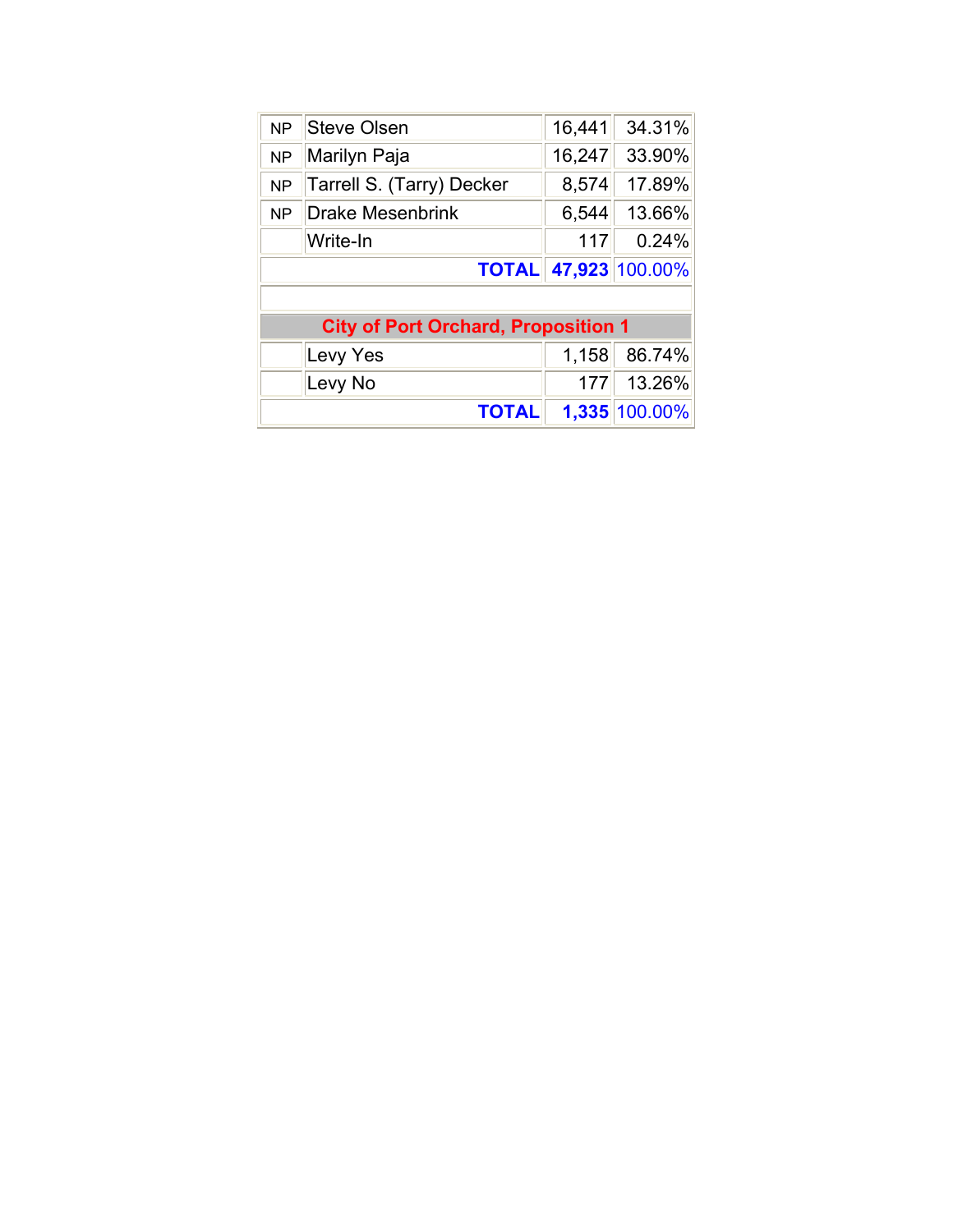| | | | |
|---|---|---|---|
| NP | Steve Olsen | 16,441 | 34.31% |
| NP | Marilyn Paja | 16,247 | 33.90% |
| NP | Tarrell S. (Tarry) Decker | 8,574 | 17.89% |
| NP | Drake Mesenbrink | 6,544 | 13.66% |
| | Write-In | 117 | 0.24% |
| | **TOTAL** | **47,923** | 100.00% |

**City of Port Orchard, Proposition 1**

| | | | |
|---|---|---|---|
| | Levy Yes | 1,158 | 86.74% |
| | Levy No | 177 | 13.26% |
| | **TOTAL** | **1,335** | 100.00% |